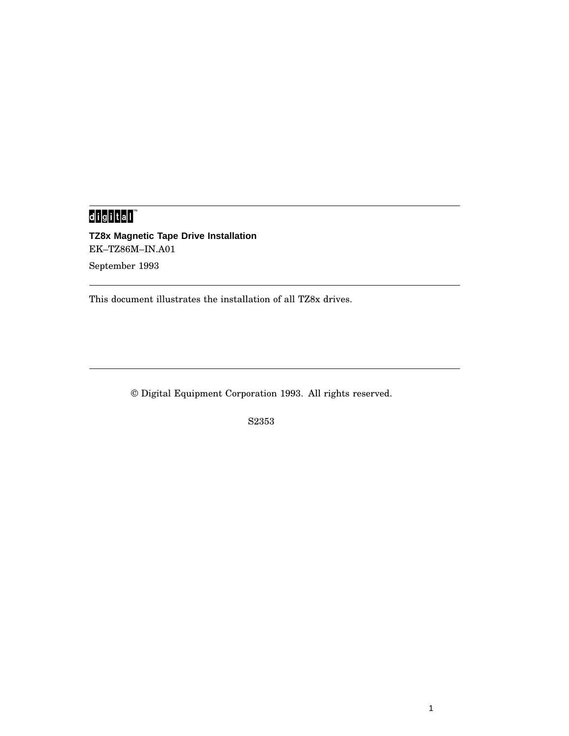digital™

# TZ8x Magnetic Tape Drive Installation

EK–TZ86M–IN.A01

September 1993

---

This document illustrates the installation of all TZ8x drives.

---

© Digital Equipment Corporation 1993. All rights reserved.

S2353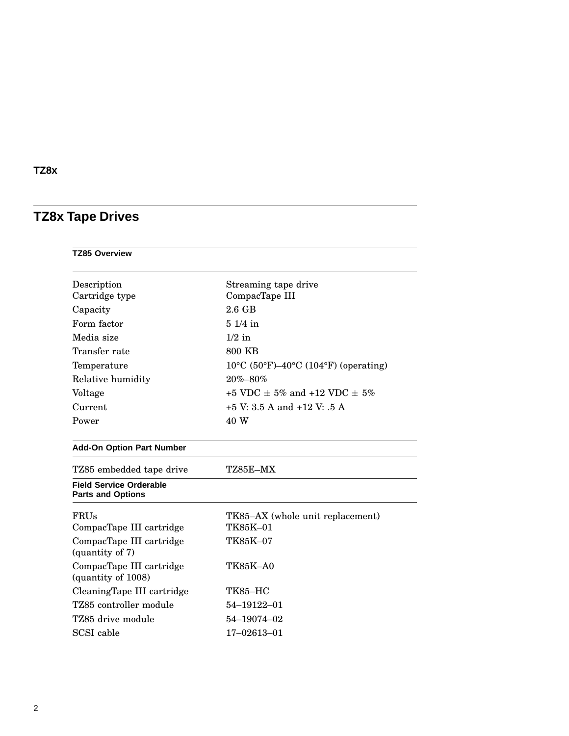# TZ8x Tape Drives

| TZ85 Overview | |
|---|---|
| Description | Streaming tape drive |
| Cartridge type | CompacTape III |
| Capacity | 2.6 GB |
| Form factor | 5 1/4 in |
| Media size | 1/2 in |
| Transfer rate | 800 KB |
| Temperature | 10°C (50°F)–40°C (104°F) (operating) |
| Relative humidity | 20%–80% |
| Voltage | +5 VDC ± 5% and +12 VDC ± 5% |
| Current | +5 V: 3.5 A and +12 V: .5 A |
| Power | 40 W |

| Add-On Option Part Number | |
|---|---|
| TZ85 embedded tape drive | TZ85E–MX |

| Field Service Orderable Parts and Options | |
|---|---|
| FRUs | TK85–AX (whole unit replacement) |
| CompacTape III cartridge | TK85K–01 |
| CompacTape III cartridge (quantity of 7) | TK85K–07 |
| CompacTape III cartridge (quantity of 1008) | TK85K–A0 |
| CleaningTape III cartridge | TK85–HC |
| TZ85 controller module | 54–19122–01 |
| TZ85 drive module | 54–19074–02 |
| SCSI cable | 17–02613–01 |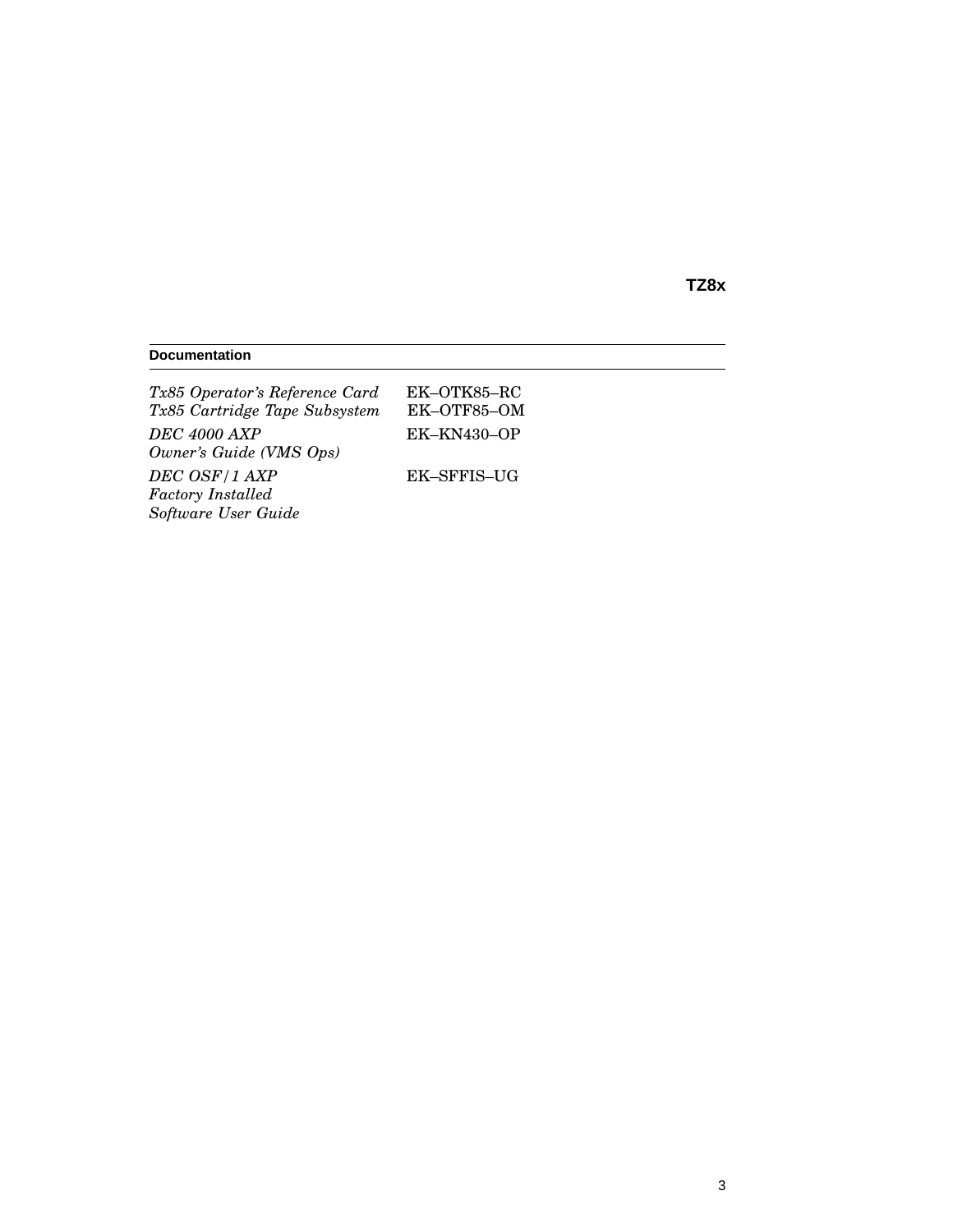## TZ8x

### Documentation

| | |
|---|---|
| *Tx85 Operator's Reference Card* | EK–OTK85–RC |
| *Tx85 Cartridge Tape Subsystem* | EK–OTF85–OM |
| *DEC 4000 AXP Owner's Guide (VMS Ops)* | EK–KN430–OP |
| *DEC OSF/1 AXP Factory Installed Software User Guide* | EK–SFFIS–UG |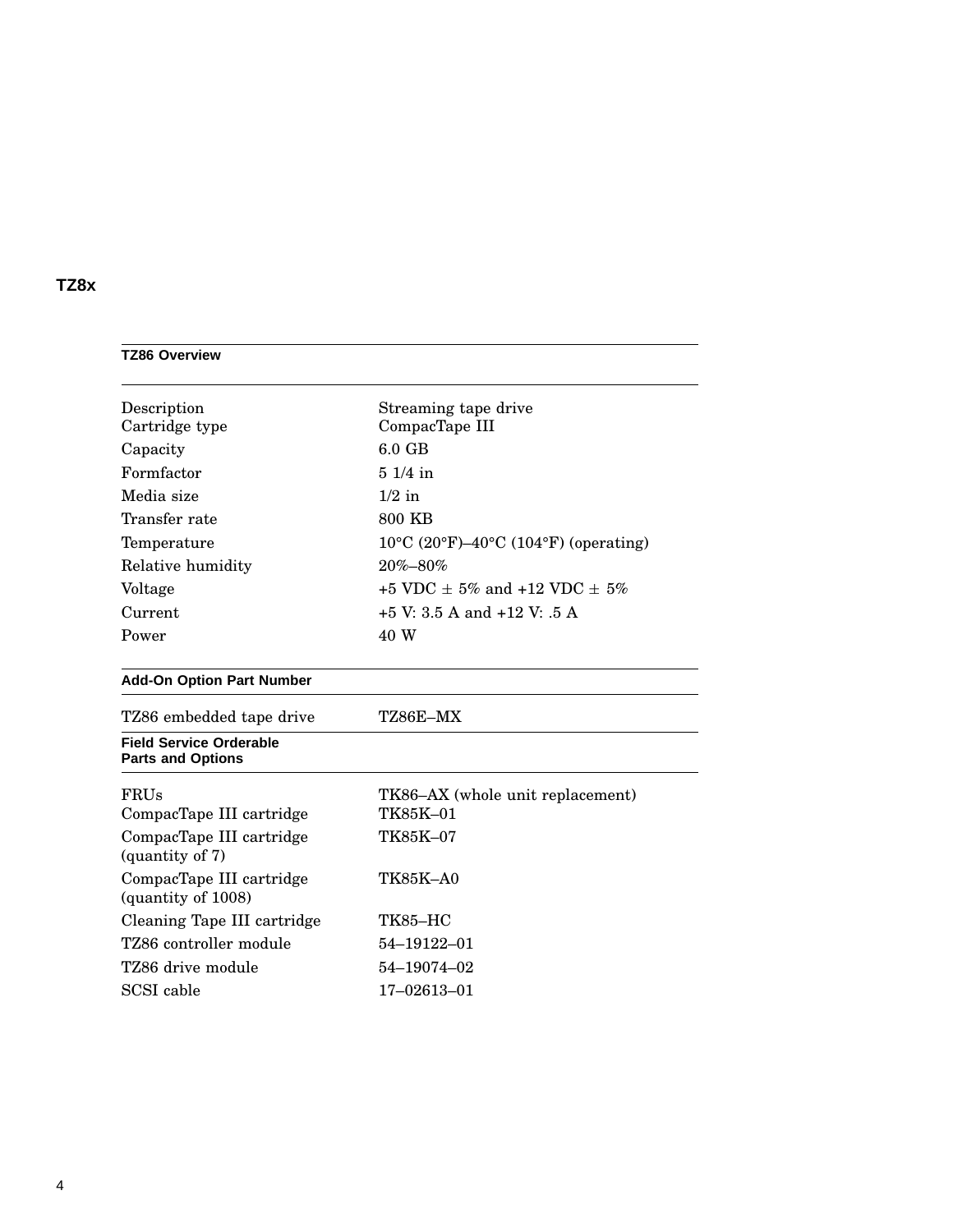# TZ8x

| TZ86 Overview | |
|---|---|
| Description | Streaming tape drive |
| Cartridge type | CompacTape III |
| Capacity | 6.0 GB |
| Formfactor | 5 1/4 in |
| Media size | 1/2 in |
| Transfer rate | 800 KB |
| Temperature | 10°C (20°F)–40°C (104°F) (operating) |
| Relative humidity | 20%–80% |
| Voltage | +5 VDC ± 5% and +12 VDC ± 5% |
| Current | +5 V: 3.5 A and +12 V: .5 A |
| Power | 40 W |

| Add-On Option Part Number | |
|---|---|
| TZ86 embedded tape drive | TZ86E–MX |

| Field Service Orderable Parts and Options | |
|---|---|
| FRUs | TK86–AX (whole unit replacement) |
| CompacTape III cartridge | TK85K–01 |
| CompacTape III cartridge (quantity of 7) | TK85K–07 |
| CompacTape III cartridge (quantity of 1008) | TK85K–A0 |
| Cleaning Tape III cartridge | TK85–HC |
| TZ86 controller module | 54–19122–01 |
| TZ86 drive module | 54–19074–02 |
| SCSI cable | 17–02613–01 |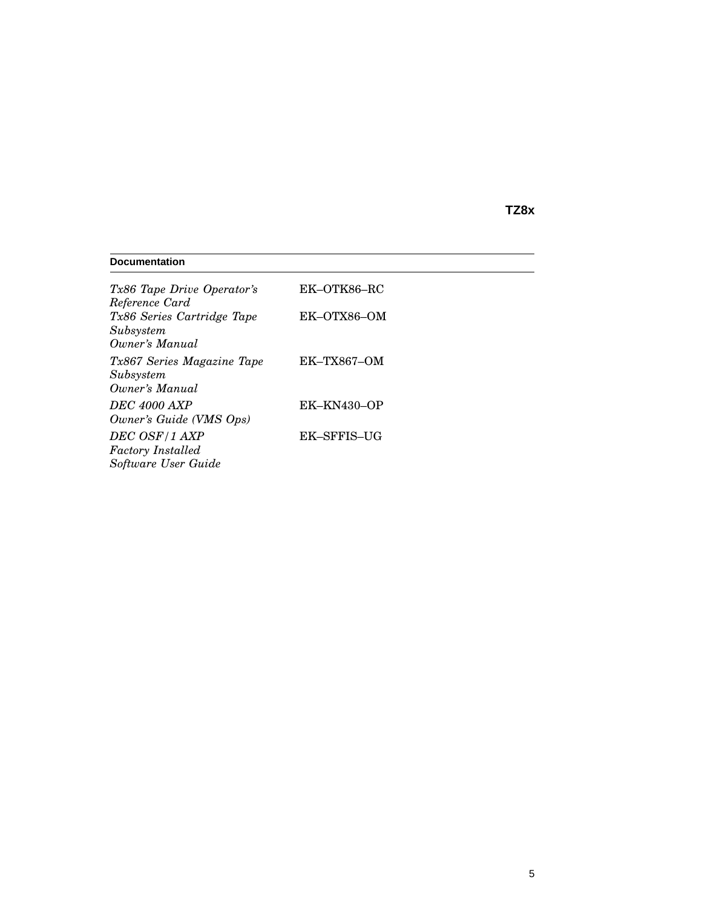## TZ8x

| Documentation | |
|---|---|
| *Tx86 Tape Drive Operator's Reference Card* | EK–OTK86–RC |
| *Tx86 Series Cartridge Tape Subsystem Owner's Manual* | EK–OTX86–OM |
| *Tx867 Series Magazine Tape Subsystem Owner's Manual* | EK–TX867–OM |
| *DEC 4000 AXP Owner's Guide (VMS Ops)* | EK–KN430–OP |
| *DEC OSF/1 AXP Factory Installed Software User Guide* | EK–SFFIS–UG |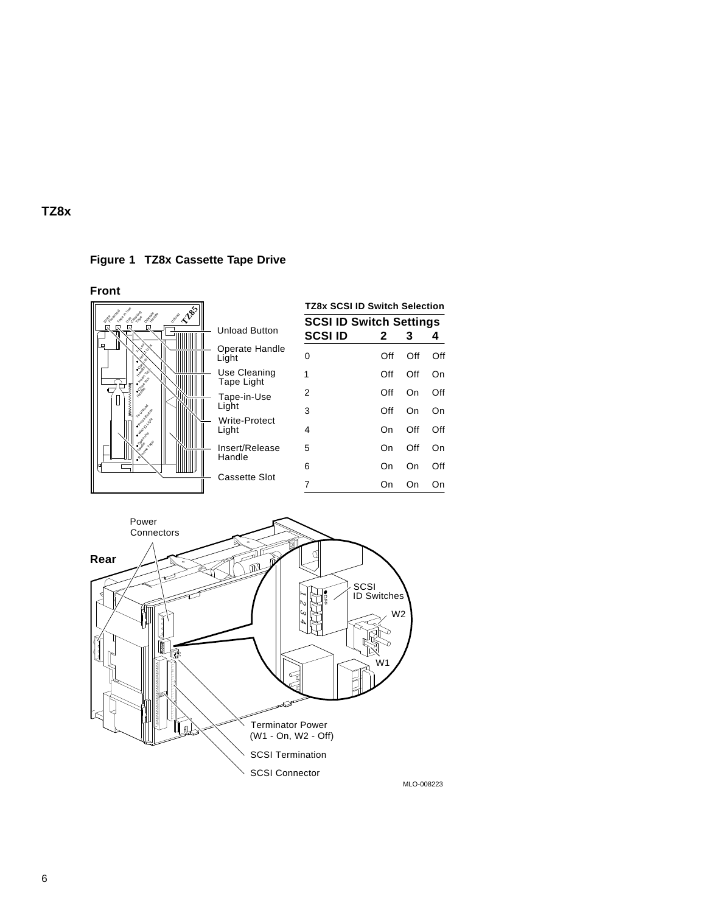## TZ8x

**Figure 1 TZ8x Cassette Tape Drive**

**Front**

Unload Button

Operate Handle Light

Use Cleaning Tape Light

Tape-in-Use Light

Write-Protect Light

Insert/Release Handle

Cassette Slot

**TZ8x SCSI ID Switch Selection**

| SCSI ID Switch Settings | | | |
|---|---|---|---|
| **SCSI ID** | **2** | **3** | **4** |
| 0 | Off | Off | Off |
| 1 | Off | Off | On |
| 2 | Off | On | Off |
| 3 | Off | On | On |
| 4 | On | Off | Off |
| 5 | On | Off | On |
| 6 | On | On | Off |
| 7 | On | On | On |

**Rear**

Power Connectors

SCSI ID Switches

W2

W1

Terminator Power (W1 - On, W2 - Off)

SCSI Termination

SCSI Connector

MLO-008223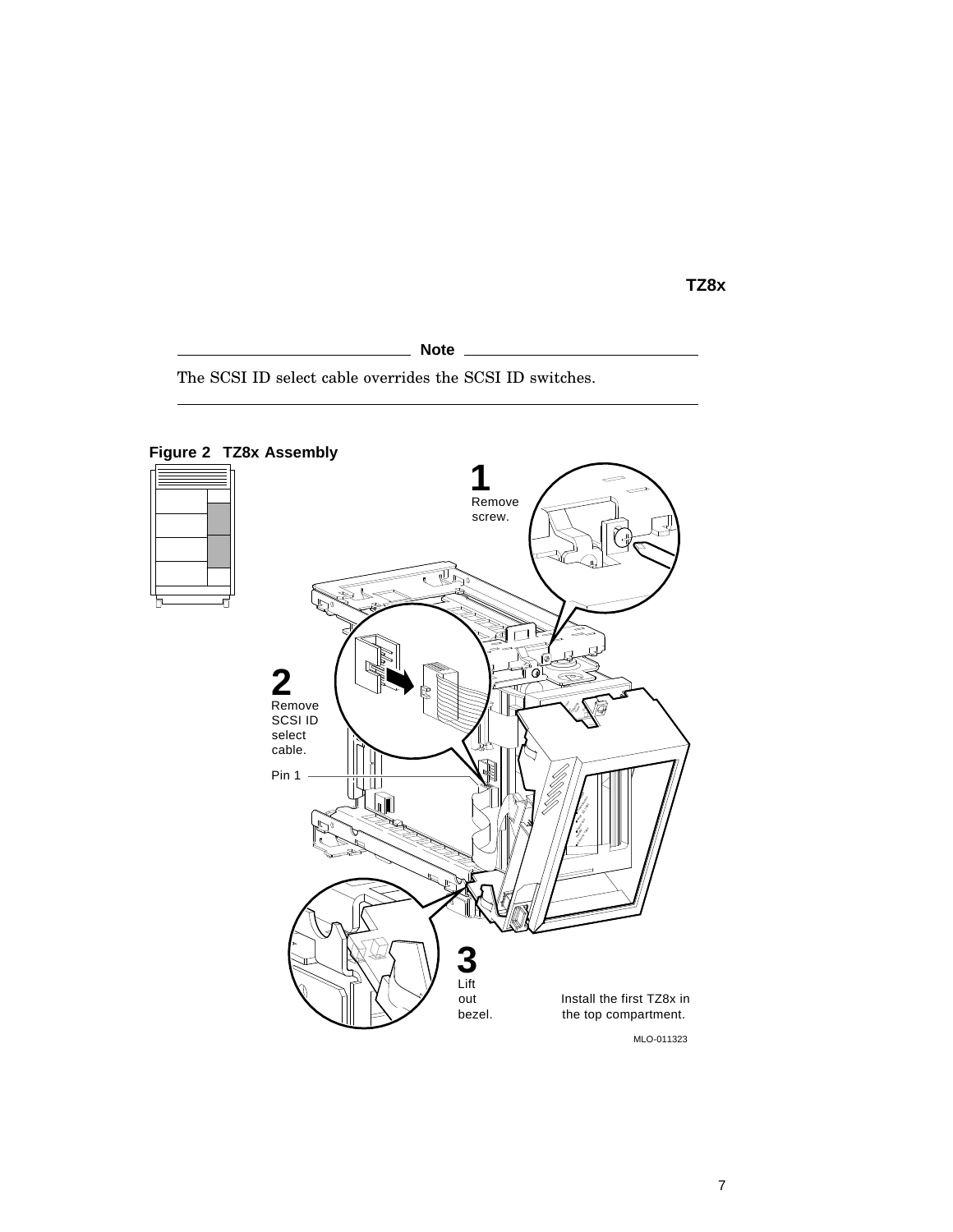**Note**

The SCSI ID select cable overrides the SCSI ID switches.

**Figure 2 TZ8x Assembly**

1 Remove screw.

2 Remove SCSI ID select cable.

Pin 1

3 Lift out bezel.

Install the first TZ8x in the top compartment.

MLO-011323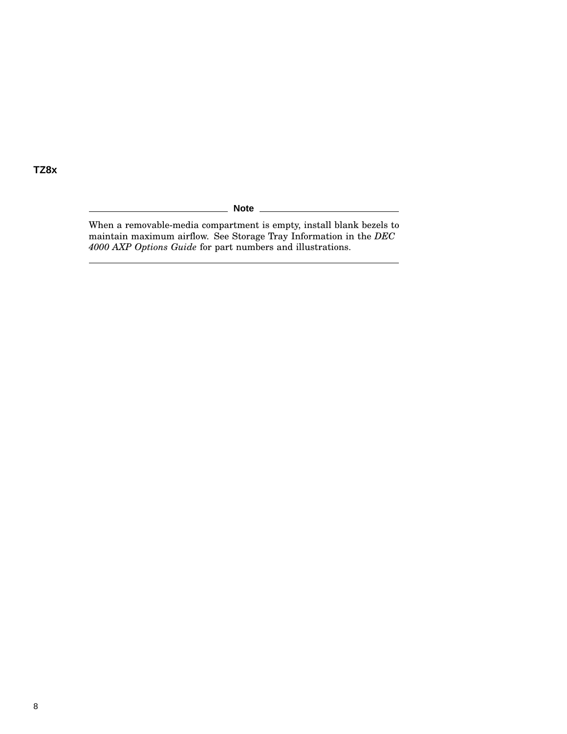## TZ8x

---

**Note**

When a removable-media compartment is empty, install blank bezels to maintain maximum airflow. See Storage Tray Information in the *DEC 4000 AXP Options Guide* for part numbers and illustrations.

---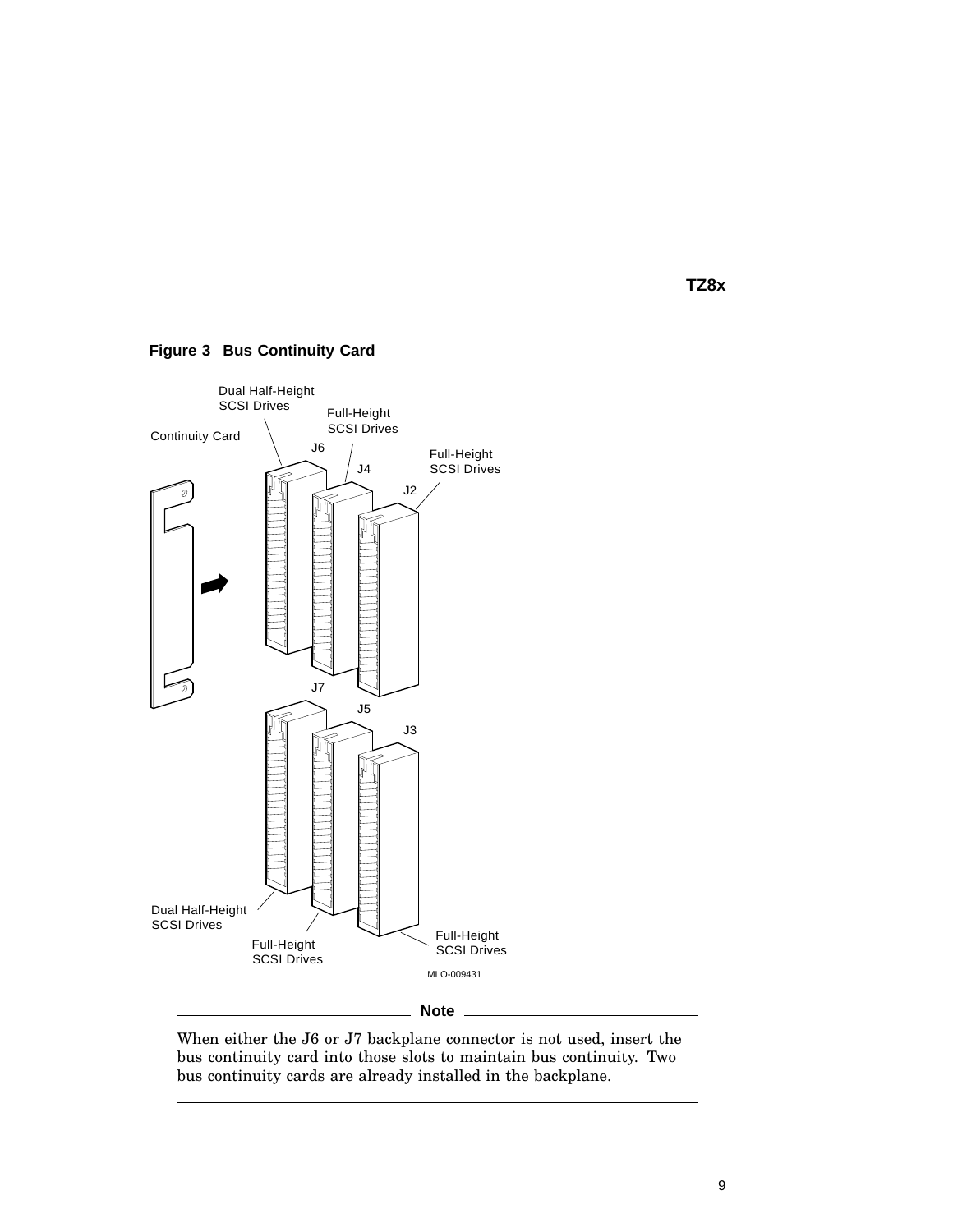**Figure 3 Bus Continuity Card**

**Note**

When either the J6 or J7 backplane connector is not used, insert the bus continuity card into those slots to maintain bus continuity. Two bus continuity cards are already installed in the backplane.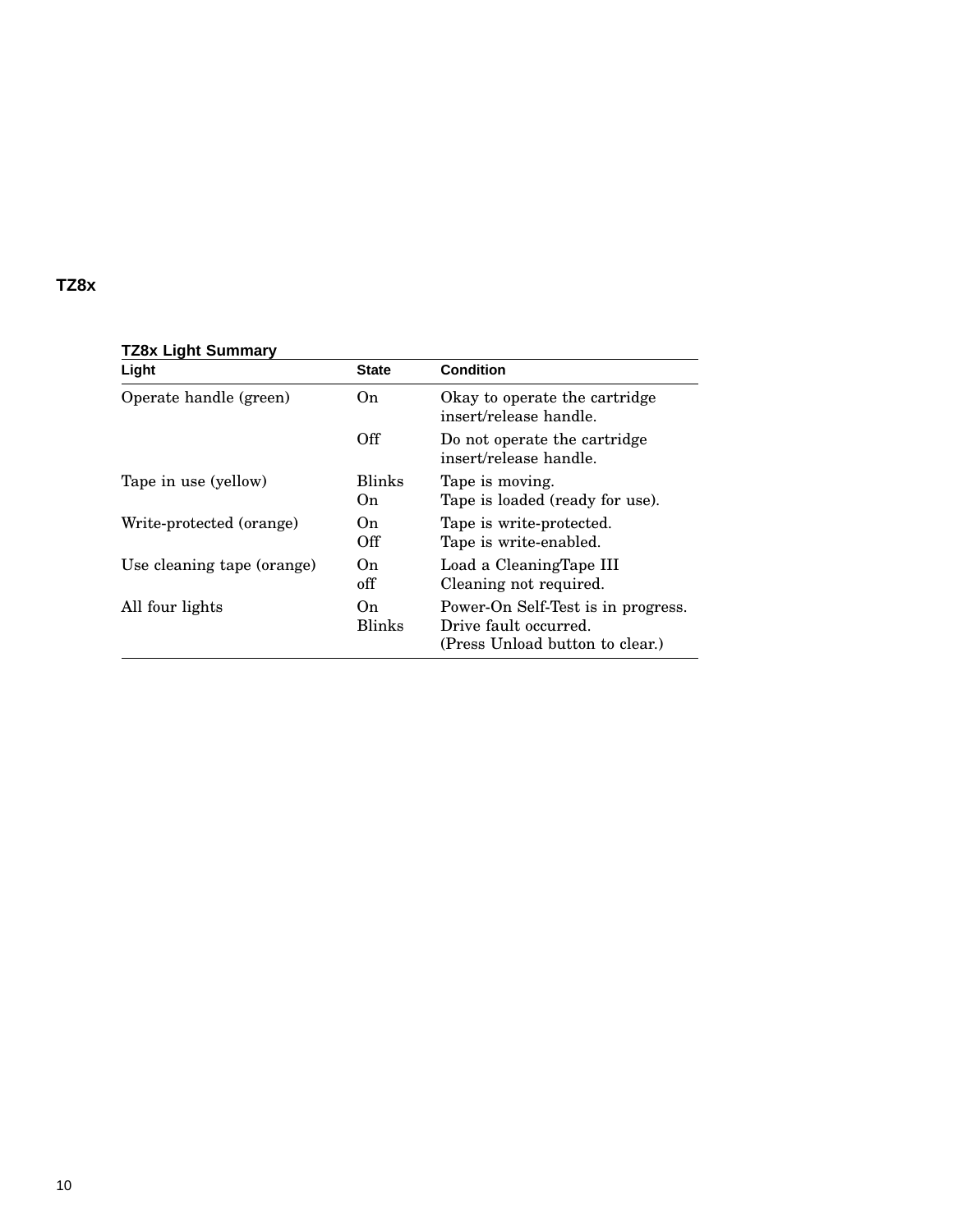## TZ8x

**TZ8x Light Summary**

| Light | State | Condition |
|---|---|---|
| Operate handle (green) | On | Okay to operate the cartridge insert/release handle. |
| | Off | Do not operate the cartridge insert/release handle. |
| Tape in use (yellow) | Blinks<br>On | Tape is moving.<br>Tape is loaded (ready for use). |
| Write-protected (orange) | On<br>Off | Tape is write-protected.<br>Tape is write-enabled. |
| Use cleaning tape (orange) | On<br>off | Load a CleaningTape III<br>Cleaning not required. |
| All four lights | On<br>Blinks | Power-On Self-Test is in progress.<br>Drive fault occurred.<br>(Press Unload button to clear.) |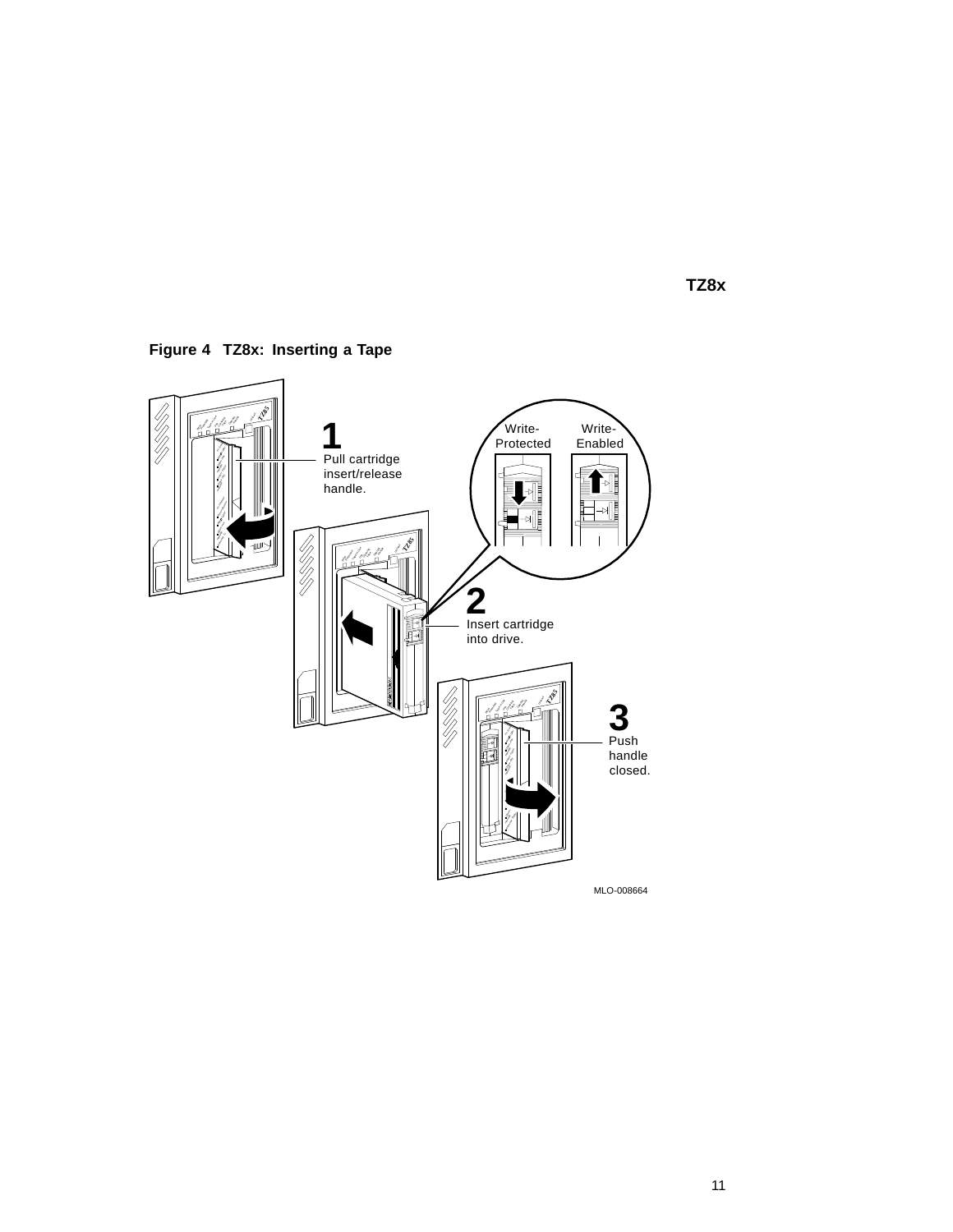**Figure 4 TZ8x: Inserting a Tape**

1 Pull cartridge insert/release handle.

Write-Protected

Write-Enabled

2 Insert cartridge into drive.

3 Push handle closed.

MLO-008664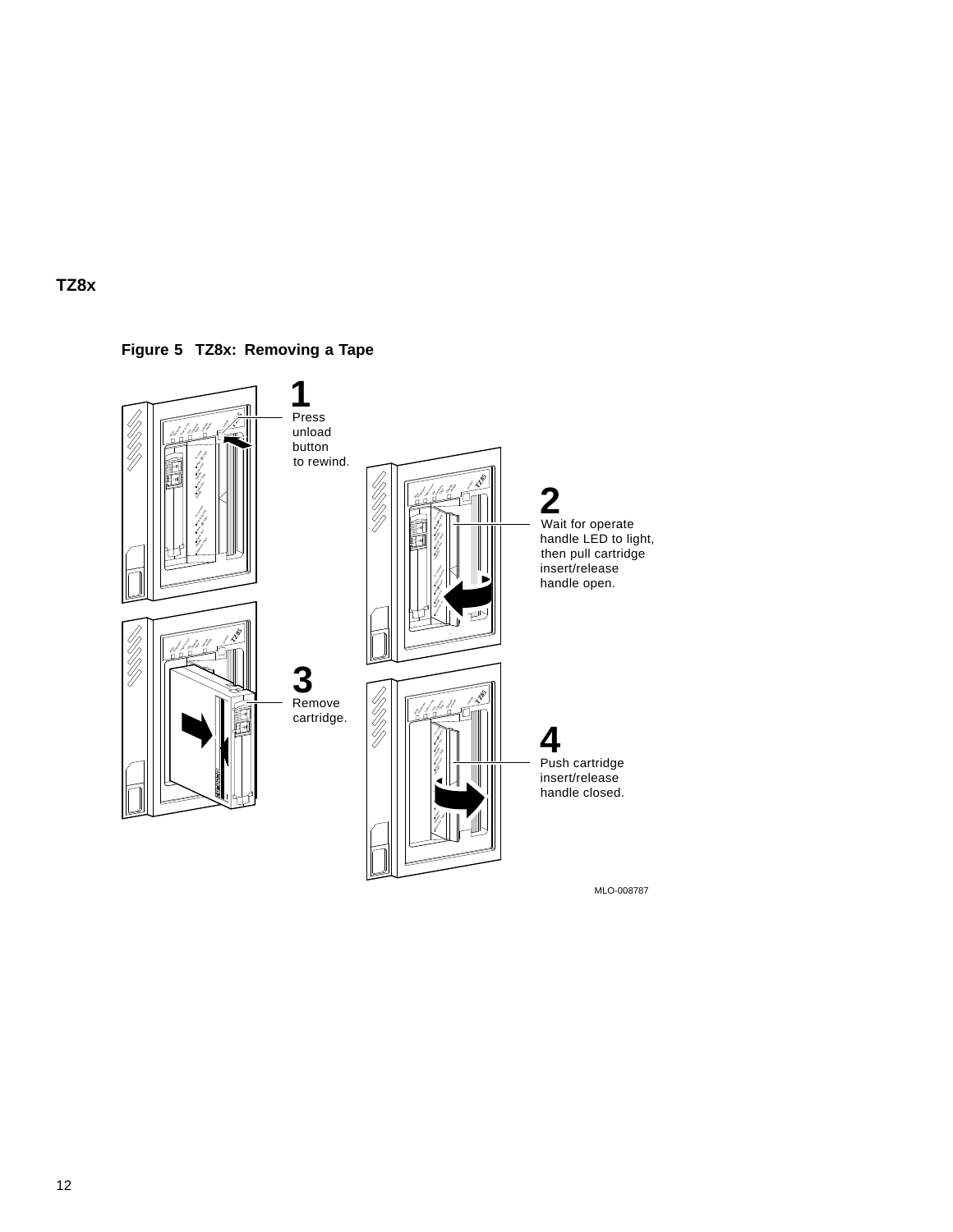## TZ8x

**Figure 5 TZ8x: Removing a Tape**

1
Press unload button to rewind.

2
Wait for operate handle LED to light, then pull cartridge insert/release handle open.

3
Remove cartridge.

4
Push cartridge insert/release handle closed.

MLO-008787